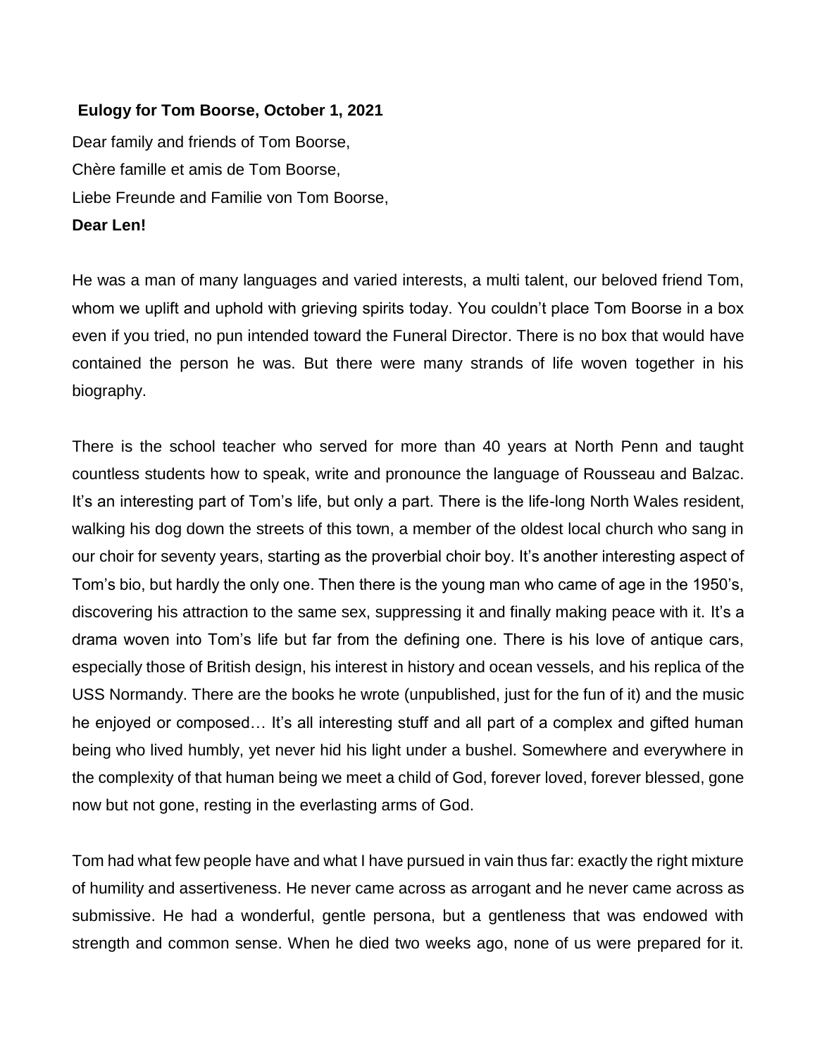**Eulogy for Tom Boorse, October 1, 2021**

Dear family and friends of Tom Boorse,
Chère famille et amis de Tom Boorse,
Liebe Freunde and Familie von Tom Boorse,
**Dear Len!**

He was a man of many languages and varied interests, a multi talent, our beloved friend Tom, whom we uplift and uphold with grieving spirits today. You couldn't place Tom Boorse in a box even if you tried, no pun intended toward the Funeral Director. There is no box that would have contained the person he was. But there were many strands of life woven together in his biography.

There is the school teacher who served for more than 40 years at North Penn and taught countless students how to speak, write and pronounce the language of Rousseau and Balzac. It's an interesting part of Tom's life, but only a part. There is the life-long North Wales resident, walking his dog down the streets of this town, a member of the oldest local church who sang in our choir for seventy years, starting as the proverbial choir boy. It's another interesting aspect of Tom's bio, but hardly the only one. Then there is the young man who came of age in the 1950's, discovering his attraction to the same sex, suppressing it and finally making peace with it. It's a drama woven into Tom's life but far from the defining one. There is his love of antique cars, especially those of British design, his interest in history and ocean vessels, and his replica of the USS Normandy. There are the books he wrote (unpublished, just for the fun of it) and the music he enjoyed or composed… It's all interesting stuff and all part of a complex and gifted human being who lived humbly, yet never hid his light under a bushel. Somewhere and everywhere in the complexity of that human being we meet a child of God, forever loved, forever blessed, gone now but not gone, resting in the everlasting arms of God.

Tom had what few people have and what I have pursued in vain thus far: exactly the right mixture of humility and assertiveness. He never came across as arrogant and he never came across as submissive. He had a wonderful, gentle persona, but a gentleness that was endowed with strength and common sense. When he died two weeks ago, none of us were prepared for it.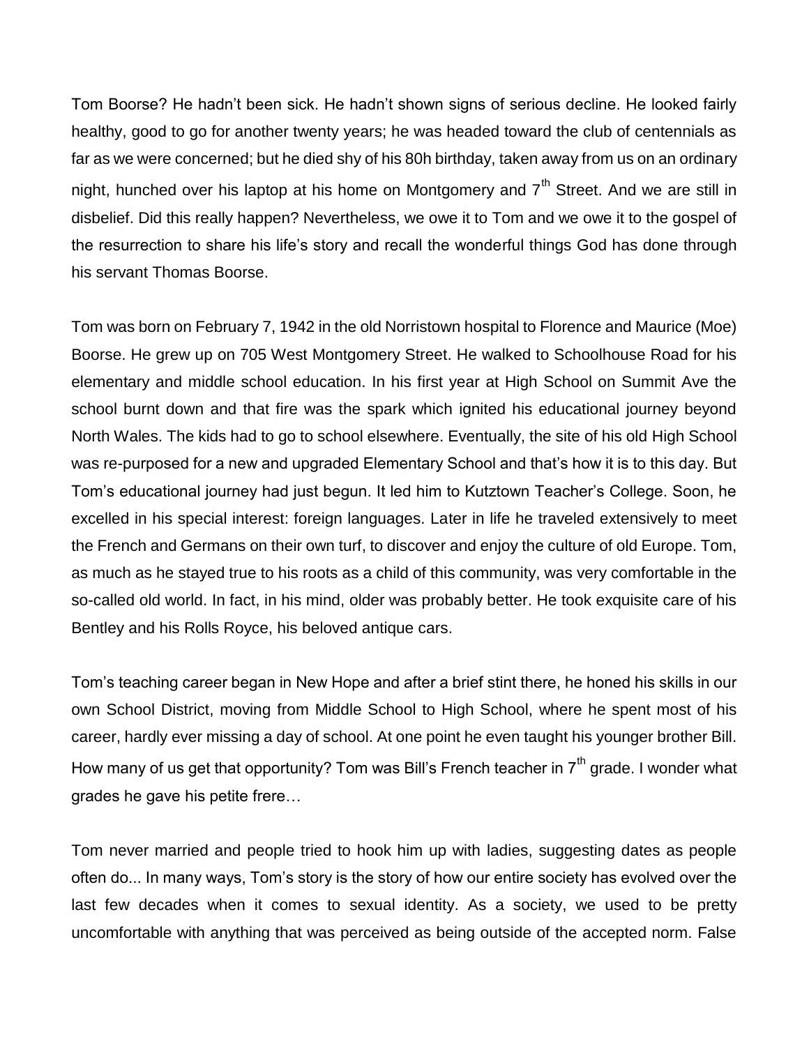Tom Boorse? He hadn't been sick. He hadn't shown signs of serious decline. He looked fairly healthy, good to go for another twenty years; he was headed toward the club of centennials as far as we were concerned; but he died shy of his 80h birthday, taken away from us on an ordinary night, hunched over his laptop at his home on Montgomery and 7th Street. And we are still in disbelief. Did this really happen? Nevertheless, we owe it to Tom and we owe it to the gospel of the resurrection to share his life's story and recall the wonderful things God has done through his servant Thomas Boorse.

Tom was born on February 7, 1942 in the old Norristown hospital to Florence and Maurice (Moe) Boorse. He grew up on 705 West Montgomery Street. He walked to Schoolhouse Road for his elementary and middle school education. In his first year at High School on Summit Ave the school burnt down and that fire was the spark which ignited his educational journey beyond North Wales. The kids had to go to school elsewhere. Eventually, the site of his old High School was re-purposed for a new and upgraded Elementary School and that's how it is to this day. But Tom's educational journey had just begun. It led him to Kutztown Teacher's College. Soon, he excelled in his special interest: foreign languages. Later in life he traveled extensively to meet the French and Germans on their own turf, to discover and enjoy the culture of old Europe. Tom, as much as he stayed true to his roots as a child of this community, was very comfortable in the so-called old world. In fact, in his mind, older was probably better. He took exquisite care of his Bentley and his Rolls Royce, his beloved antique cars.

Tom's teaching career began in New Hope and after a brief stint there, he honed his skills in our own School District, moving from Middle School to High School, where he spent most of his career, hardly ever missing a day of school. At one point he even taught his younger brother Bill. How many of us get that opportunity? Tom was Bill's French teacher in 7th grade. I wonder what grades he gave his petite frere…

Tom never married and people tried to hook him up with ladies, suggesting dates as people often do... In many ways, Tom's story is the story of how our entire society has evolved over the last few decades when it comes to sexual identity. As a society, we used to be pretty uncomfortable with anything that was perceived as being outside of the accepted norm. False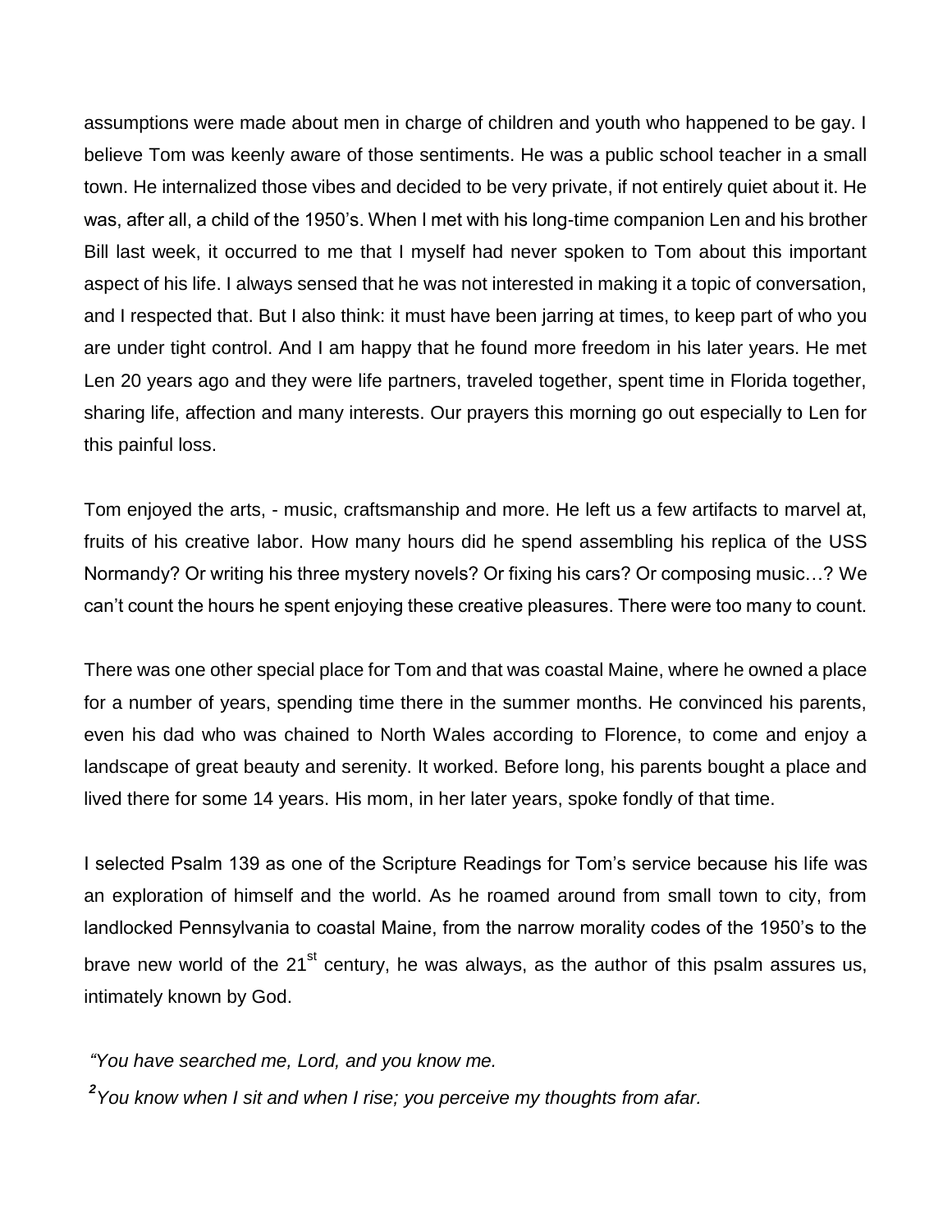assumptions were made about men in charge of children and youth who happened to be gay. I believe Tom was keenly aware of those sentiments. He was a public school teacher in a small town. He internalized those vibes and decided to be very private, if not entirely quiet about it. He was, after all, a child of the 1950's. When I met with his long-time companion Len and his brother Bill last week, it occurred to me that I myself had never spoken to Tom about this important aspect of his life. I always sensed that he was not interested in making it a topic of conversation, and I respected that. But I also think: it must have been jarring at times, to keep part of who you are under tight control. And I am happy that he found more freedom in his later years. He met Len 20 years ago and they were life partners, traveled together, spent time in Florida together, sharing life, affection and many interests. Our prayers this morning go out especially to Len for this painful loss.

Tom enjoyed the arts, - music, craftsmanship and more. He left us a few artifacts to marvel at, fruits of his creative labor. How many hours did he spend assembling his replica of the USS Normandy? Or writing his three mystery novels? Or fixing his cars? Or composing music…? We can't count the hours he spent enjoying these creative pleasures. There were too many to count.

There was one other special place for Tom and that was coastal Maine, where he owned a place for a number of years, spending time there in the summer months. He convinced his parents, even his dad who was chained to North Wales according to Florence, to come and enjoy a landscape of great beauty and serenity. It worked. Before long, his parents bought a place and lived there for some 14 years. His mom, in her later years, spoke fondly of that time.

I selected Psalm 139 as one of the Scripture Readings for Tom's service because his life was an exploration of himself and the world. As he roamed around from small town to city, from landlocked Pennsylvania to coastal Maine, from the narrow morality codes of the 1950's to the brave new world of the 21st century, he was always, as the author of this psalm assures us, intimately known by God.

*"You have searched me, Lord, and you know me.*

***2****You know when I sit and when I rise; you perceive my thoughts from afar.*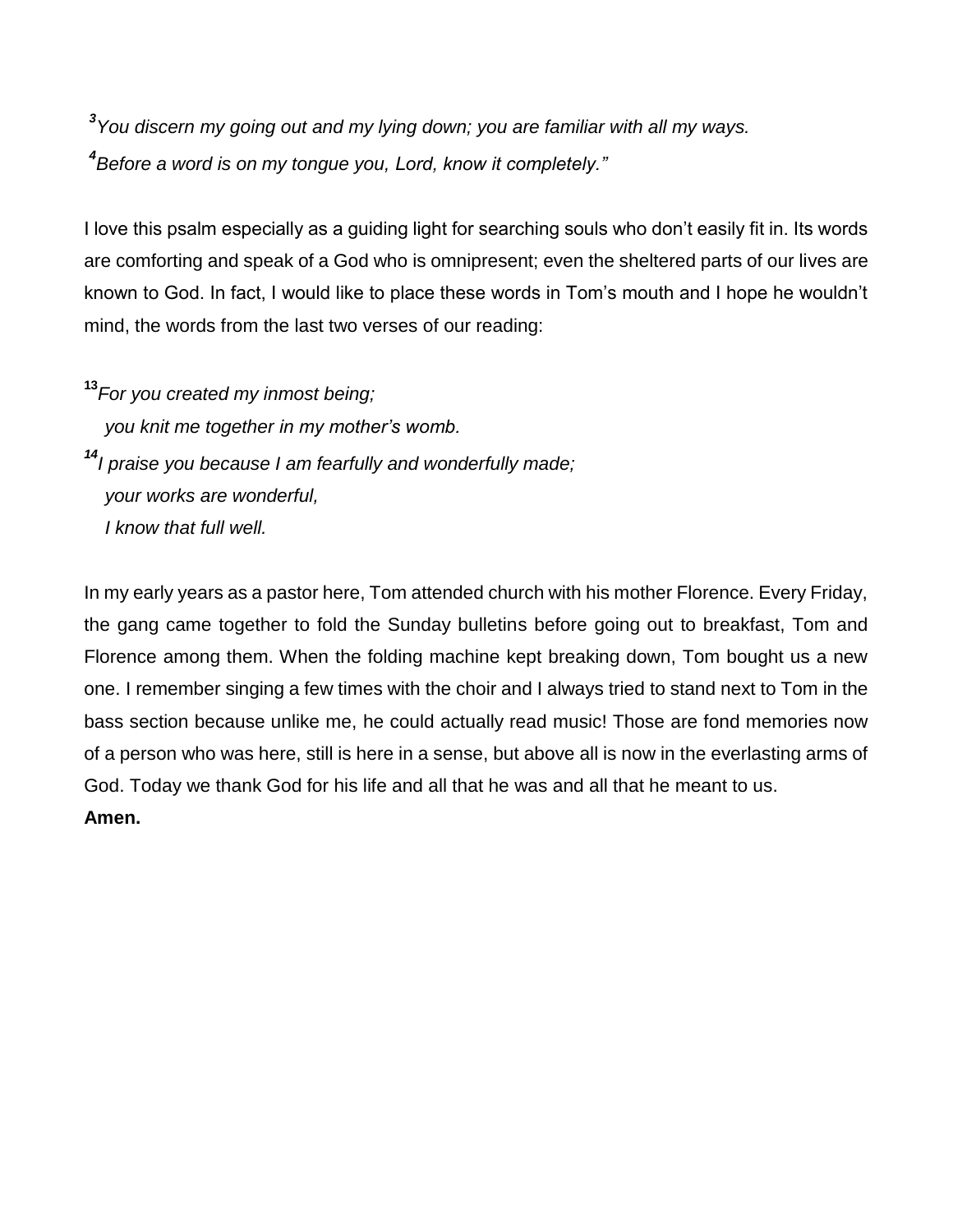*[3]You discern my going out and my lying down; you are familiar with all my ways.*

*[4]Before a word is on my tongue you, Lord, know it completely."*

I love this psalm especially as a guiding light for searching souls who don't easily fit in. Its words are comforting and speak of a God who is omnipresent; even the sheltered parts of our lives are known to God. In fact, I would like to place these words in Tom's mouth and I hope he wouldn't mind, the words from the last two verses of our reading:

*[13]For you created my inmost being;*
*you knit me together in my mother's womb.*
*[14]I praise you because I am fearfully and wonderfully made;*
*your works are wonderful,*
*I know that full well.*

In my early years as a pastor here, Tom attended church with his mother Florence. Every Friday, the gang came together to fold the Sunday bulletins before going out to breakfast, Tom and Florence among them. When the folding machine kept breaking down, Tom bought us a new one. I remember singing a few times with the choir and I always tried to stand next to Tom in the bass section because unlike me, he could actually read music! Those are fond memories now of a person who was here, still is here in a sense, but above all is now in the everlasting arms of God. Today we thank God for his life and all that he was and all that he meant to us.

**Amen.**